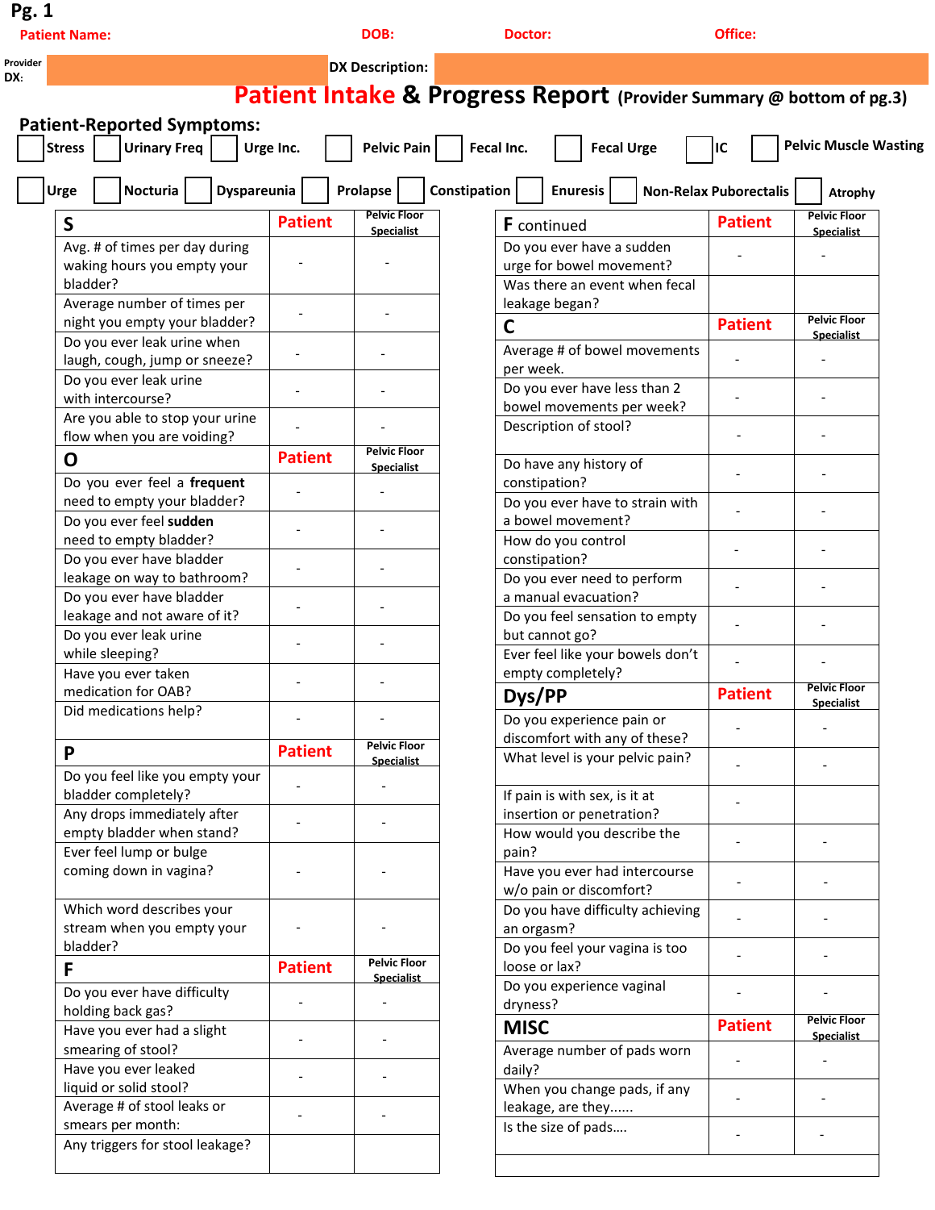Pg. 1

**Patient Name:** **DOB:** **Doctor:** **Office:**

Provider DX: **DX Description:**

# Patient Intake & Progress Report (Provider Summary @ bottom of pg.3)

## Patient-Reported Symptoms:

☐ Stress ☐ Urinary Freq ☐ Urge Inc. ☐ Pelvic Pain ☐ Fecal Inc. ☐ Fecal Urge ☐ IC ☐ Pelvic Muscle Wasting

☐ Urge ☐ Nocturia ☐ Dyspareunia ☐ Prolapse ☐ Constipation ☐ Enuresis ☐ Non-Relax Puborectalis ☐ Atrophy

| S | Patient | Pelvic Floor Specialist |
|---|---|---|
| Avg. # of times per day during waking hours you empty your bladder? | - | - |
| Average number of times per night you empty your bladder? | - | - |
| Do you ever leak urine when laugh, cough, jump or sneeze? | - | - |
| Do you ever leak urine with intercourse? | - | - |
| Are you able to stop your urine flow when you are voiding? | - | - |

| O | Patient | Pelvic Floor Specialist |
|---|---|---|
| Do you ever feel a **frequent** need to empty your bladder? | - | - |
| Do you ever feel **sudden** need to empty bladder? | - | - |
| Do you ever have bladder leakage on way to bathroom? | - | - |
| Do you ever have bladder leakage and not aware of it? | - | - |
| Do you ever leak urine while sleeping? | - | - |
| Have you ever taken medication for OAB? | - | - |
| Did medications help? | - | - |

| P | Patient | Pelvic Floor Specialist |
|---|---|---|
| Do you feel like you empty your bladder completely? | - | - |
| Any drops immediately after empty bladder when stand? | - | - |
| Ever feel lump or bulge coming down in vagina? | - | - |
| Which word describes your stream when you empty your bladder? | - | - |

| F | Patient | Pelvic Floor Specialist |
|---|---|---|
| Do you ever have difficulty holding back gas? | - | - |
| Have you ever had a slight smearing of stool? | - | - |
| Have you ever leaked liquid or solid stool? | - | - |
| Average # of stool leaks or smears per month: | - | - |
| Any triggers for stool leakage? | | |

| F continued | Patient | Pelvic Floor Specialist |
|---|---|---|
| Do you ever have a sudden urge for bowel movement? | - | - |
| Was there an event when fecal leakage began? | | |

| C | Patient | Pelvic Floor Specialist |
|---|---|---|
| Average # of bowel movements per week. | - | - |
| Do you ever have less than 2 bowel movements per week? | - | - |
| Description of stool? | - | - |
| Do have any history of constipation? | - | - |
| Do you ever have to strain with a bowel movement? | - | - |
| How do you control constipation? | - | - |
| Do you ever need to perform a manual evacuation? | - | - |
| Do you feel sensation to empty but cannot go? | - | - |
| Ever feel like your bowels don't empty completely? | - | - |

| Dys/PP | Patient | Pelvic Floor Specialist |
|---|---|---|
| Do you experience pain or discomfort with any of these? | - | - |
| What level is your pelvic pain? | - | - |
| If pain is with sex, is it at insertion or penetration? | - | |
| How would you describe the pain? | - | - |
| Have you ever had intercourse w/o pain or discomfort? | - | - |
| Do you have difficulty achieving an orgasm? | - | - |
| Do you feel your vagina is too loose or lax? | - | - |
| Do you experience vaginal dryness? | - | - |

| MISC | Patient | Pelvic Floor Specialist |
|---|---|---|
| Average number of pads worn daily? | - | - |
| When you change pads, if any leakage, are they...... | - | - |
| Is the size of pads.... | - | - |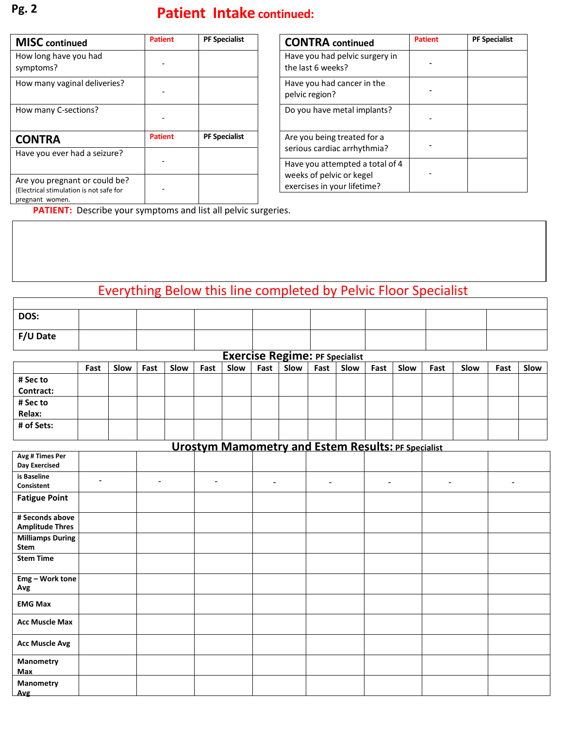# Patient Intake continued:

| MISC continued | Patient | PF Specialist |
|---|---|---|
| How long have you had symptoms? | - | |
| How many vaginal deliveries? | - | |
| How many C-sections? | - | |

| CONTRA | Patient | PF Specialist |
|---|---|---|
| Have you ever had a seizure? | - | |
| Are you pregnant or could be? (Electrical stimulation is not safe for pregnant women. | - | |

| CONTRA continued | Patient | PF Specialist |
|---|---|---|
| Have you had pelvic surgery in the last 6 weeks? | - | |
| Have you had cancer in the pelvic region? | - | |
| Do you have metal implants? | - | |
| Are you being treated for a serious cardiac arrhythmia? | - | |
| Have you attempted a total of 4 weeks of pelvic or kegel exercises in your lifetime? | - | |

**PATIENT:** Describe your symptoms and list all pelvic surgeries.

## Everything Below this line completed by Pelvic Floor Specialist

| | | | | | | | | |
|---|---|---|---|---|---|---|---|---|
| **DOS:** | | | | | | | | |
| **F/U Date** | | | | | | | | |

## Exercise Regime: PF Specialist

| | Fast | Slow | Fast | Slow | Fast | Slow | Fast | Slow | Fast | Slow | Fast | Slow | Fast | Slow | Fast | Slow |
|---|---|---|---|---|---|---|---|---|---|---|---|---|---|---|---|---|
| **# Sec to Contract:** | | | | | | | | | | | | | | | | |
| **# Sec to Relax:** | | | | | | | | | | | | | | | | |
| **# of Sets:** | | | | | | | | | | | | | | | | |

## Urostym Mamometry and Estem Results: PF Specialist

| | | | | | | | | |
|---|---|---|---|---|---|---|---|---|
| **Avg # Times Per Day Exercised** | | | | | | | | |
| **is Baseline Consistent** | - | - | - | - | - | - | - | - |
| **Fatigue Point** | | | | | | | | |
| **# Seconds above Amplitude Thres** | | | | | | | | |
| **Milliamps During Stem** | | | | | | | | |
| **Stem Time** | | | | | | | | |
| **Emg – Work tone Avg** | | | | | | | | |
| **EMG Max** | | | | | | | | |
| **Acc Muscle Max** | | | | | | | | |
| **Acc Muscle Avg** | | | | | | | | |
| **Manometry Max** | | | | | | | | |
| **Manometry Avg** | | | | | | | | |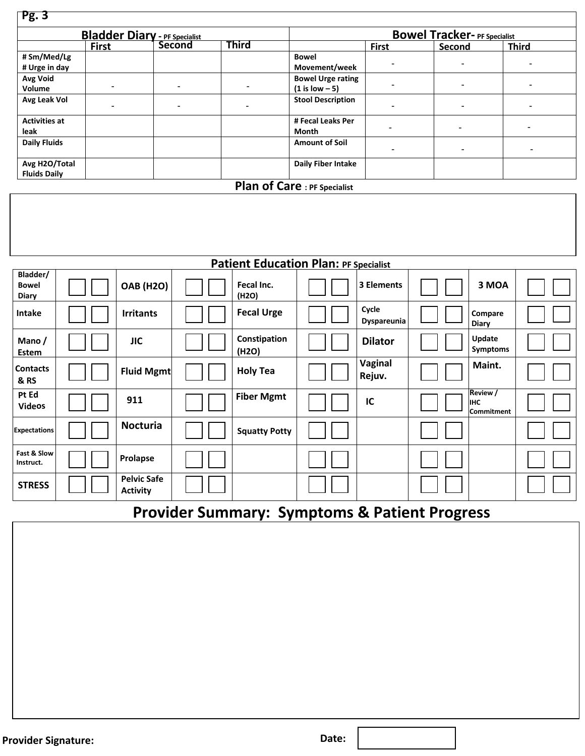Pg. 3

| Bladder Diary - PF Specialist | First | Second | Third | Bowel Tracker- PF Specialist | First | Second | Third |
|---|---|---|---|---|---|---|---|
| # Sm/Med/Lg # Urge in day | | | | Bowel Movement/week | - | - | - |
| Avg Void Volume | - | - | - | Bowel Urge rating (1 is low – 5) | - | - | - |
| Avg Leak Vol | - | - | - | Stool Description | - | - | - |
| Activities at leak | | | | # Fecal Leaks Per Month | - | - | - |
| Daily Fluids | | | | Amount of Soil | - | - | - |
| Avg H2O/Total Fluids Daily | | | | Daily Fiber Intake | | | |

## Plan of Care : PF Specialist

## Patient Education Plan: PF Specialist

| | | | | | | | | | |
|---|---|---|---|---|---|---|---|---|---|
| Bladder/ Bowel Diary | ☐ ☐ | OAB (H2O) | ☐ ☐ | Fecal Inc. (H2O) | ☐ ☐ | 3 Elements | ☐ ☐ | 3 MOA | ☐ ☐ |
| Intake | ☐ ☐ | Irritants | ☐ ☐ | Fecal Urge | ☐ ☐ | Cycle Dyspareunia | ☐ ☐ | Compare Diary | ☐ ☐ |
| Mano / Estem | ☐ ☐ | JIC | ☐ ☐ | Constipation (H2O) | ☐ ☐ | Dilator | ☐ ☐ | Update Symptoms | ☐ ☐ |
| Contacts & RS | ☐ ☐ | Fluid Mgmt | ☐ ☐ | Holy Tea | ☐ ☐ | Vaginal Rejuv. | ☐ ☐ | Maint. | ☐ ☐ |
| Pt Ed Videos | ☐ ☐ | 911 | ☐ ☐ | Fiber Mgmt | ☐ ☐ | IC | ☐ ☐ | Review / IHC Commitment | ☐ ☐ |
| Expectations | ☐ ☐ | Nocturia | ☐ ☐ | Squatty Potty | ☐ ☐ | | ☐ ☐ | | ☐ ☐ |
| Fast & Slow Instruct. | ☐ ☐ | Prolapse | ☐ ☐ | | ☐ ☐ | | ☐ ☐ | | ☐ ☐ |
| STRESS | ☐ ☐ | Pelvic Safe Activity | ☐ ☐ | | ☐ ☐ | | ☐ ☐ | | ☐ ☐ |

## Provider Summary: Symptoms & Patient Progress

Provider Signature:

Date: